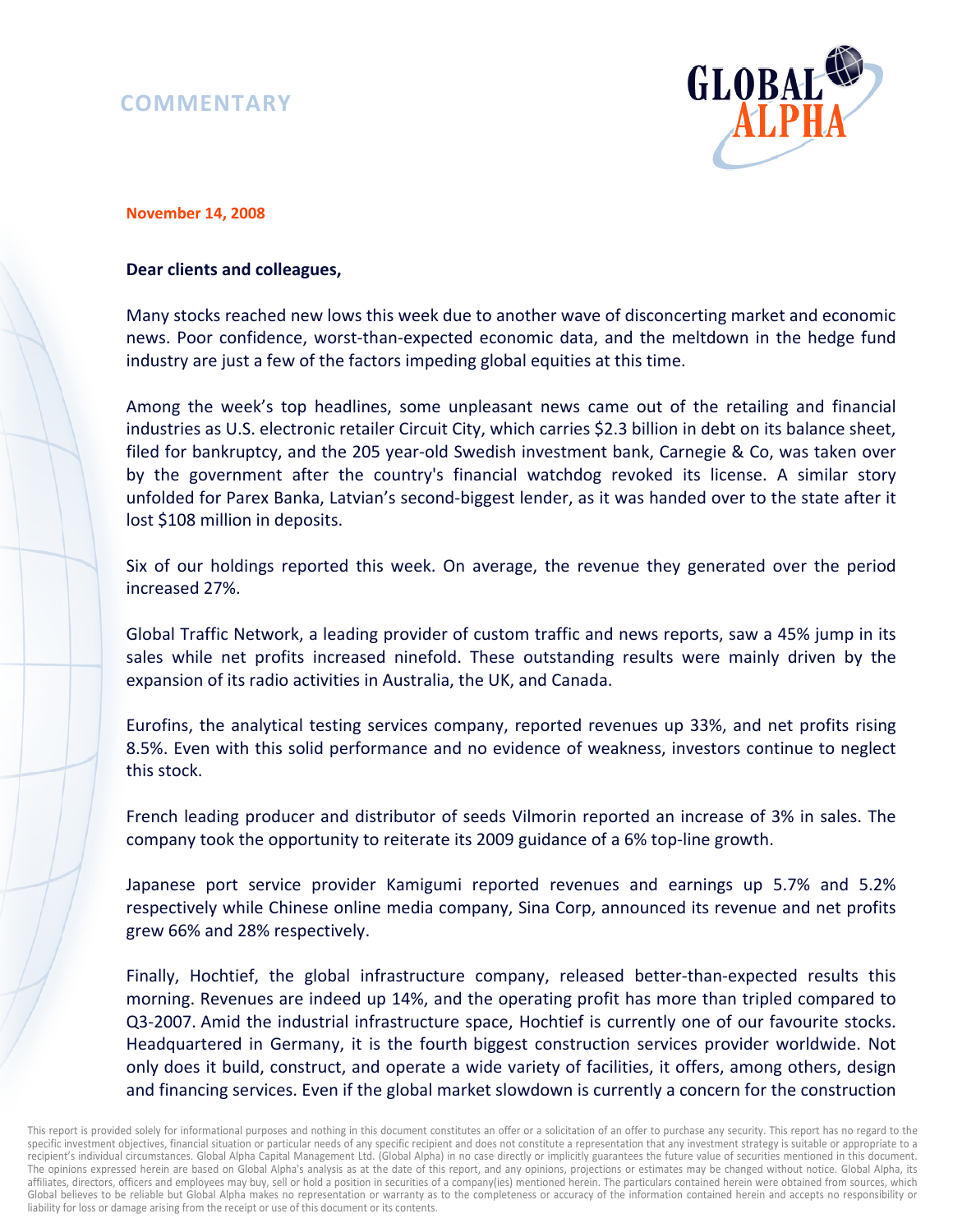# COMMENTARY

**November 14, 2008**

**Dear clients and colleagues,**

Many stocks reached new lows this week due to another wave of disconcerting market and economic news. Poor confidence, worst-than-expected economic data, and the meltdown in the hedge fund industry are just a few of the factors impeding global equities at this time.

Among the week's top headlines, some unpleasant news came out of the retailing and financial industries as U.S. electronic retailer Circuit City, which carries $2.3 billion in debt on its balance sheet, filed for bankruptcy, and the 205 year-old Swedish investment bank, Carnegie & Co, was taken over by the government after the country's financial watchdog revoked its license. A similar story unfolded for Parex Banka, Latvian's second-biggest lender, as it was handed over to the state after it lost $108 million in deposits.

Six of our holdings reported this week. On average, the revenue they generated over the period increased 27%.

Global Traffic Network, a leading provider of custom traffic and news reports, saw a 45% jump in its sales while net profits increased ninefold. These outstanding results were mainly driven by the expansion of its radio activities in Australia, the UK, and Canada.

Eurofins, the analytical testing services company, reported revenues up 33%, and net profits rising 8.5%. Even with this solid performance and no evidence of weakness, investors continue to neglect this stock.

French leading producer and distributor of seeds Vilmorin reported an increase of 3% in sales. The company took the opportunity to reiterate its 2009 guidance of a 6% top-line growth.

Japanese port service provider Kamigumi reported revenues and earnings up 5.7% and 5.2% respectively while Chinese online media company, Sina Corp, announced its revenue and net profits grew 66% and 28% respectively.

Finally, Hochtief, the global infrastructure company, released better-than-expected results this morning. Revenues are indeed up 14%, and the operating profit has more than tripled compared to Q3-2007. Amid the industrial infrastructure space, Hochtief is currently one of our favourite stocks. Headquartered in Germany, it is the fourth biggest construction services provider worldwide. Not only does it build, construct, and operate a wide variety of facilities, it offers, among others, design and financing services. Even if the global market slowdown is currently a concern for the construction

This report is provided solely for informational purposes and nothing in this document constitutes an offer or a solicitation of an offer to purchase any security. This report has no regard to the specific investment objectives, financial situation or particular needs of any specific recipient and does not constitute a representation that any investment strategy is suitable or appropriate to a recipient's individual circumstances. Global Alpha Capital Management Ltd. (Global Alpha) in no case directly or implicitly guarantees the future value of securities mentioned in this document. The opinions expressed herein are based on Global Alpha's analysis as at the date of this report, and any opinions, projections or estimates may be changed without notice. Global Alpha, its affiliates, directors, officers and employees may buy, sell or hold a position in securities of a company(ies) mentioned herein. The particulars contained herein were obtained from sources, which Global believes to be reliable but Global Alpha makes no representation or warranty as to the completeness or accuracy of the information contained herein and accepts no responsibility or liability for loss or damage arising from the receipt or use of this document or its contents.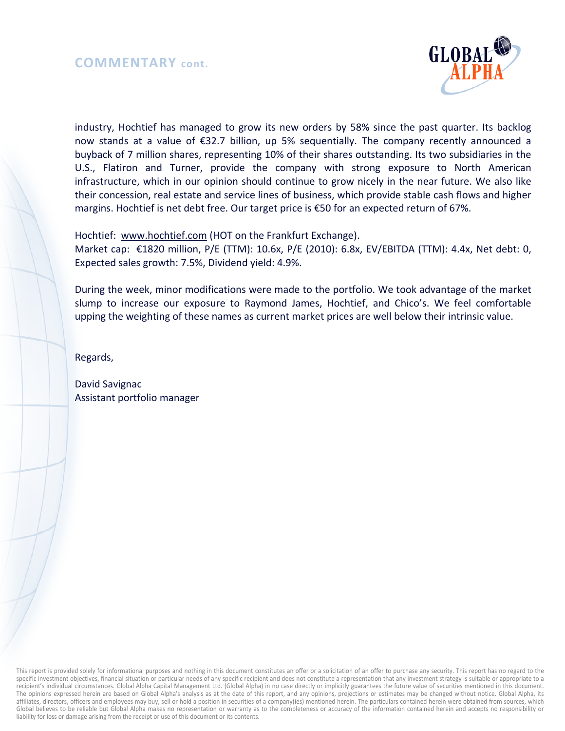industry, Hochtief has managed to grow its new orders by 58% since the past quarter. Its backlog now stands at a value of €32.7 billion, up 5% sequentially. The company recently announced a buyback of 7 million shares, representing 10% of their shares outstanding. Its two subsidiaries in the U.S., Flatiron and Turner, provide the company with strong exposure to North American infrastructure, which in our opinion should continue to grow nicely in the near future. We also like their concession, real estate and service lines of business, which provide stable cash flows and higher margins. Hochtief is net debt free. Our target price is €50 for an expected return of 67%.

Hochtief: www.hochtief.com (HOT on the Frankfurt Exchange).
Market cap: €1820 million, P/E (TTM): 10.6x, P/E (2010): 6.8x, EV/EBITDA (TTM): 4.4x, Net debt: 0, Expected sales growth: 7.5%, Dividend yield: 4.9%.

During the week, minor modifications were made to the portfolio. We took advantage of the market slump to increase our exposure to Raymond James, Hochtief, and Chico's. We feel comfortable upping the weighting of these names as current market prices are well below their intrinsic value.

Regards,

David Savignac
Assistant portfolio manager

This report is provided solely for informational purposes and nothing in this document constitutes an offer or a solicitation of an offer to purchase any security. This report has no regard to the specific investment objectives, financial situation or particular needs of any specific recipient and does not constitute a representation that any investment strategy is suitable or appropriate to a recipient's individual circumstances. Global Alpha Capital Management Ltd. (Global Alpha) in no case directly or implicitly guarantees the future value of securities mentioned in this document. The opinions expressed herein are based on Global Alpha's analysis as at the date of this report, and any opinions, projections or estimates may be changed without notice. Global Alpha, its affiliates, directors, officers and employees may buy, sell or hold a position in securities of a company(ies) mentioned herein. The particulars contained herein were obtained from sources, which Global believes to be reliable but Global Alpha makes no representation or warranty as to the completeness or accuracy of the information contained herein and accepts no responsibility or liability for loss or damage arising from the receipt or use of this document or its contents.